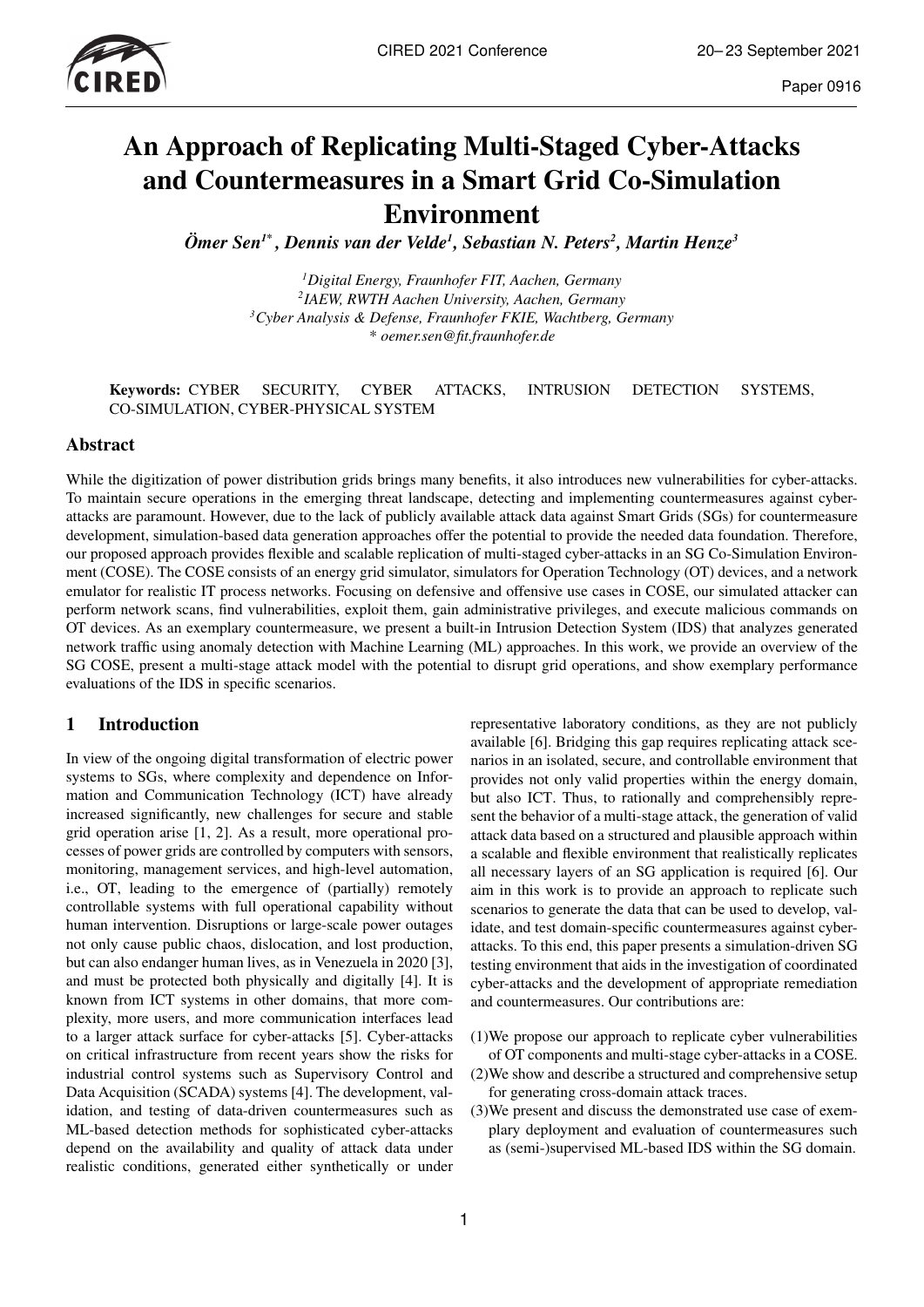# An Approach of Replicating Multi-Staged Cyber-Attacks and Countermeasures in a Smart Grid Co-Simulation Environment

***Ömer Sen[1*], Dennis van der Velde[1], Sebastian N. Peters[2], Martin Henze[3]***

*[1]Digital Energy, Fraunhofer FIT, Aachen, Germany*
*[2]IAEW, RWTH Aachen University, Aachen, Germany*
*[3]Cyber Analysis & Defense, Fraunhofer FKIE, Wachtberg, Germany*
*\* oemer.sen@fit.fraunhofer.de*

**Keywords:** CYBER SECURITY, CYBER ATTACKS, INTRUSION DETECTION SYSTEMS, CO-SIMULATION, CYBER-PHYSICAL SYSTEM

## Abstract

While the digitization of power distribution grids brings many benefits, it also introduces new vulnerabilities for cyber-attacks. To maintain secure operations in the emerging threat landscape, detecting and implementing countermeasures against cyber-attacks are paramount. However, due to the lack of publicly available attack data against Smart Grids (SGs) for countermeasure development, simulation-based data generation approaches offer the potential to provide the needed data foundation. Therefore, our proposed approach provides flexible and scalable replication of multi-staged cyber-attacks in an SG Co-Simulation Environment (COSE). The COSE consists of an energy grid simulator, simulators for Operation Technology (OT) devices, and a network emulator for realistic IT process networks. Focusing on defensive and offensive use cases in COSE, our simulated attacker can perform network scans, find vulnerabilities, exploit them, gain administrative privileges, and execute malicious commands on OT devices. As an exemplary countermeasure, we present a built-in Intrusion Detection System (IDS) that analyzes generated network traffic using anomaly detection with Machine Learning (ML) approaches. In this work, we provide an overview of the SG COSE, present a multi-stage attack model with the potential to disrupt grid operations, and show exemplary performance evaluations of the IDS in specific scenarios.

## 1 Introduction

In view of the ongoing digital transformation of electric power systems to SGs, where complexity and dependence on Information and Communication Technology (ICT) have already increased significantly, new challenges for secure and stable grid operation arise [1, 2]. As a result, more operational processes of power grids are controlled by computers with sensors, monitoring, management services, and high-level automation, i.e., OT, leading to the emergence of (partially) remotely controllable systems with full operational capability without human intervention. Disruptions or large-scale power outages not only cause public chaos, dislocation, and lost production, but can also endanger human lives, as in Venezuela in 2020 [3], and must be protected both physically and digitally [4]. It is known from ICT systems in other domains, that more complexity, more users, and more communication interfaces lead to a larger attack surface for cyber-attacks [5]. Cyber-attacks on critical infrastructure from recent years show the risks for industrial control systems such as Supervisory Control and Data Acquisition (SCADA) systems [4]. The development, validation, and testing of data-driven countermeasures such as ML-based detection methods for sophisticated cyber-attacks depend on the availability and quality of attack data under realistic conditions, generated either synthetically or under representative laboratory conditions, as they are not publicly available [6]. Bridging this gap requires replicating attack scenarios in an isolated, secure, and controllable environment that provides not only valid properties within the energy domain, but also ICT. Thus, to rationally and comprehensibly represent the behavior of a multi-stage attack, the generation of valid attack data based on a structured and plausible approach within a scalable and flexible environment that realistically replicates all necessary layers of an SG application is required [6]. Our aim in this work is to provide an approach to replicate such scenarios to generate the data that can be used to develop, validate, and test domain-specific countermeasures against cyber-attacks. To this end, this paper presents a simulation-driven SG testing environment that aids in the investigation of coordinated cyber-attacks and the development of appropriate remediation and countermeasures. Our contributions are:

(1) We propose our approach to replicate cyber vulnerabilities of OT components and multi-stage cyber-attacks in a COSE.
(2) We show and describe a structured and comprehensive setup for generating cross-domain attack traces.
(3) We present and discuss the demonstrated use case of exemplary deployment and evaluation of countermeasures such as (semi-)supervised ML-based IDS within the SG domain.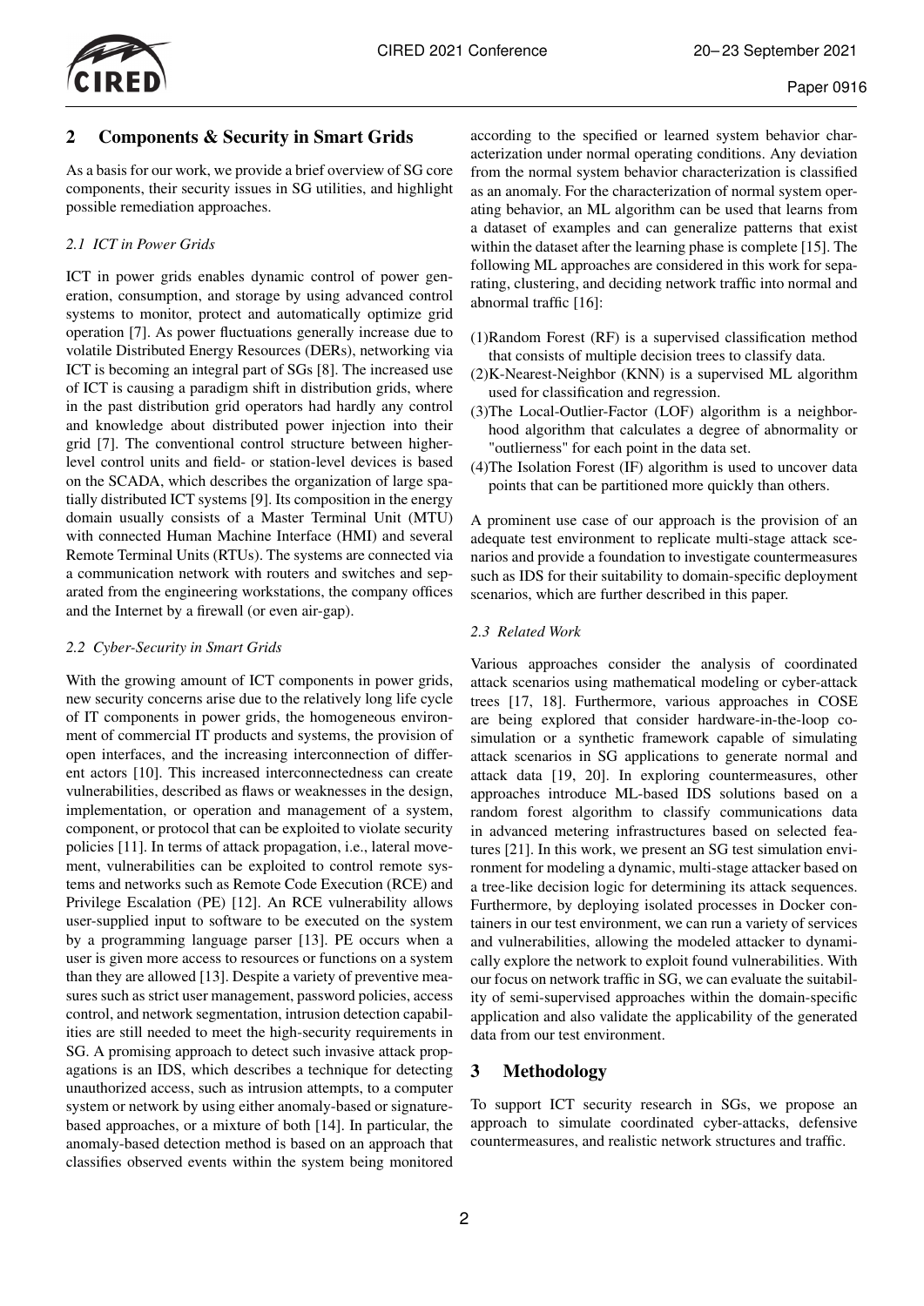## 2 Components & Security in Smart Grids

As a basis for our work, we provide a brief overview of SG core components, their security issues in SG utilities, and highlight possible remediation approaches.

### *2.1 ICT in Power Grids*

ICT in power grids enables dynamic control of power generation, consumption, and storage by using advanced control systems to monitor, protect and automatically optimize grid operation [7]. As power fluctuations generally increase due to volatile Distributed Energy Resources (DERs), networking via ICT is becoming an integral part of SGs [8]. The increased use of ICT is causing a paradigm shift in distribution grids, where in the past distribution grid operators had hardly any control and knowledge about distributed power injection into their grid [7]. The conventional control structure between higher-level control units and field- or station-level devices is based on the SCADA, which describes the organization of large spatially distributed ICT systems [9]. Its composition in the energy domain usually consists of a Master Terminal Unit (MTU) with connected Human Machine Interface (HMI) and several Remote Terminal Units (RTUs). The systems are connected via a communication network with routers and switches and separated from the engineering workstations, the company offices and the Internet by a firewall (or even air-gap).

### *2.2 Cyber-Security in Smart Grids*

With the growing amount of ICT components in power grids, new security concerns arise due to the relatively long life cycle of IT components in power grids, the homogeneous environment of commercial IT products and systems, the provision of open interfaces, and the increasing interconnection of different actors [10]. This increased interconnectedness can create vulnerabilities, described as flaws or weaknesses in the design, implementation, or operation and management of a system, component, or protocol that can be exploited to violate security policies [11]. In terms of attack propagation, i.e., lateral movement, vulnerabilities can be exploited to control remote systems and networks such as Remote Code Execution (RCE) and Privilege Escalation (PE) [12]. An RCE vulnerability allows user-supplied input to software to be executed on the system by a programming language parser [13]. PE occurs when a user is given more access to resources or functions on a system than they are allowed [13]. Despite a variety of preventive measures such as strict user management, password policies, access control, and network segmentation, intrusion detection capabilities are still needed to meet the high-security requirements in SG. A promising approach to detect such invasive attack propagations is an IDS, which describes a technique for detecting unauthorized access, such as intrusion attempts, to a computer system or network by using either anomaly-based or signature-based approaches, or a mixture of both [14]. In particular, the anomaly-based detection method is based on an approach that classifies observed events within the system being monitored according to the specified or learned system behavior characterization under normal operating conditions. Any deviation from the normal system behavior characterization is classified as an anomaly. For the characterization of normal system operating behavior, an ML algorithm can be used that learns from a dataset of examples and can generalize patterns that exist within the dataset after the learning phase is complete [15]. The following ML approaches are considered in this work for separating, clustering, and deciding network traffic into normal and abnormal traffic [16]:

(1) Random Forest (RF) is a supervised classification method that consists of multiple decision trees to classify data.
(2) K-Nearest-Neighbor (KNN) is a supervised ML algorithm used for classification and regression.
(3) The Local-Outlier-Factor (LOF) algorithm is a neighborhood algorithm that calculates a degree of abnormality or "outlierness" for each point in the data set.
(4) The Isolation Forest (IF) algorithm is used to uncover data points that can be partitioned more quickly than others.

A prominent use case of our approach is the provision of an adequate test environment to replicate multi-stage attack scenarios and provide a foundation to investigate countermeasures such as IDS for their suitability to domain-specific deployment scenarios, which are further described in this paper.

### *2.3 Related Work*

Various approaches consider the analysis of coordinated attack scenarios using mathematical modeling or cyber-attack trees [17, 18]. Furthermore, various approaches in COSE are being explored that consider hardware-in-the-loop co-simulation or a synthetic framework capable of simulating attack scenarios in SG applications to generate normal and attack data [19, 20]. In exploring countermeasures, other approaches introduce ML-based IDS solutions based on a random forest algorithm to classify communications data in advanced metering infrastructures based on selected features [21]. In this work, we present an SG test simulation environment for modeling a dynamic, multi-stage attacker based on a tree-like decision logic for determining its attack sequences. Furthermore, by deploying isolated processes in Docker containers in our test environment, we can run a variety of services and vulnerabilities, allowing the modeled attacker to dynamically explore the network to exploit found vulnerabilities. With our focus on network traffic in SG, we can evaluate the suitability of semi-supervised approaches within the domain-specific application and also validate the applicability of the generated data from our test environment.

## 3 Methodology

To support ICT security research in SGs, we propose an approach to simulate coordinated cyber-attacks, defensive countermeasures, and realistic network structures and traffic.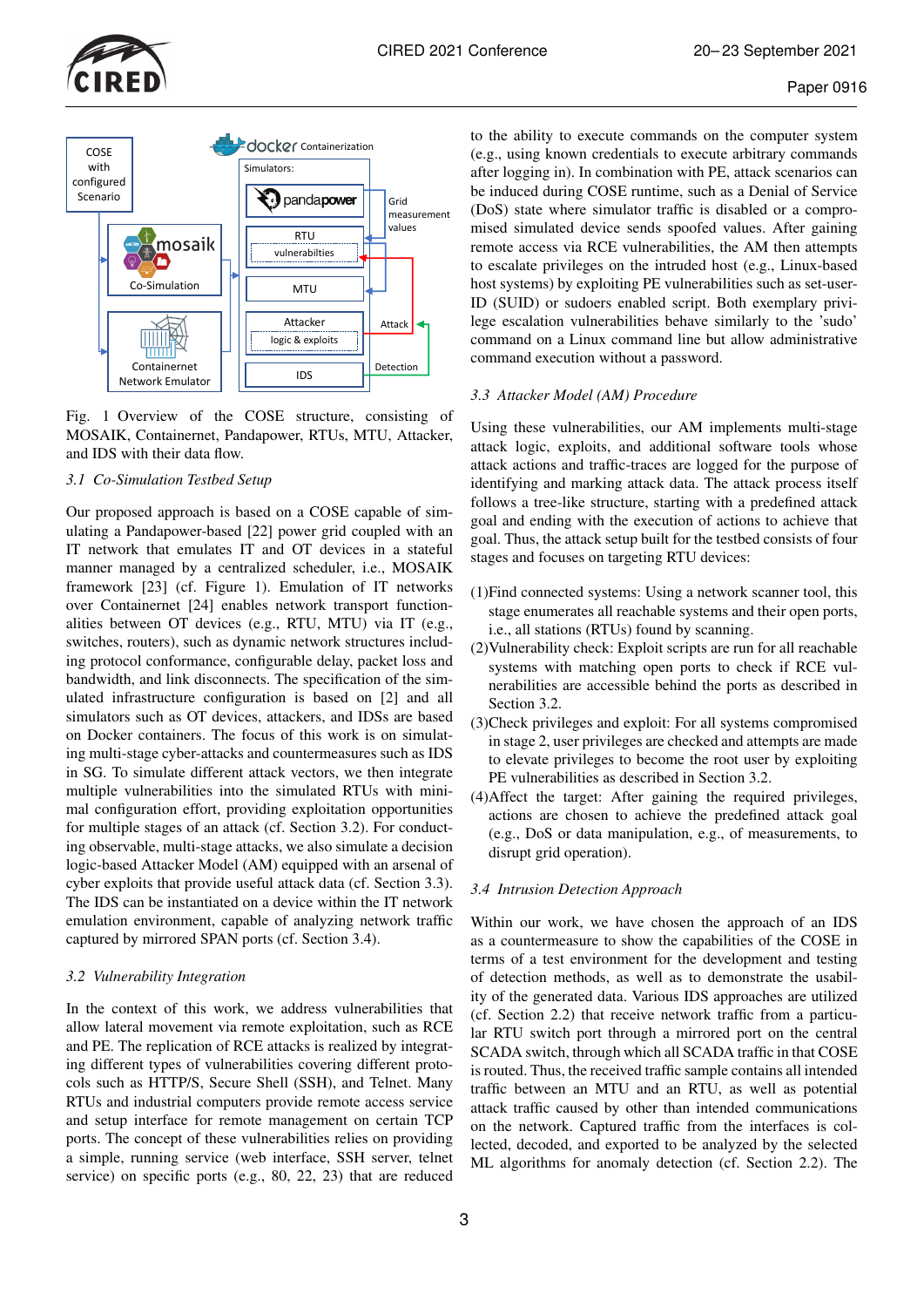Fig. 1 Overview of the COSE structure, consisting of MOSAIK, Containernet, Pandapower, RTUs, MTU, Attacker, and IDS with their data flow.

### 3.1 Co-Simulation Testbed Setup

Our proposed approach is based on a COSE capable of simulating a Pandapower-based [22] power grid coupled with an IT network that emulates IT and OT devices in a stateful manner managed by a centralized scheduler, i.e., MOSAIK framework [23] (cf. Figure 1). Emulation of IT networks over Containernet [24] enables network transport functionalities between OT devices (e.g., RTU, MTU) via IT (e.g., switches, routers), such as dynamic network structures including protocol conformance, configurable delay, packet loss and bandwidth, and link disconnects. The specification of the simulated infrastructure configuration is based on [2] and all simulators such as OT devices, attackers, and IDSs are based on Docker containers. The focus of this work is on simulating multi-stage cyber-attacks and countermeasures such as IDS in SG. To simulate different attack vectors, we then integrate multiple vulnerabilities into the simulated RTUs with minimal configuration effort, providing exploitation opportunities for multiple stages of an attack (cf. Section 3.2). For conducting observable, multi-stage attacks, we also simulate a decision logic-based Attacker Model (AM) equipped with an arsenal of cyber exploits that provide useful attack data (cf. Section 3.3). The IDS can be instantiated on a device within the IT network emulation environment, capable of analyzing network traffic captured by mirrored SPAN ports (cf. Section 3.4).

### 3.2 Vulnerability Integration

In the context of this work, we address vulnerabilities that allow lateral movement via remote exploitation, such as RCE and PE. The replication of RCE attacks is realized by integrating different types of vulnerabilities covering different protocols such as HTTP/S, Secure Shell (SSH), and Telnet. Many RTUs and industrial computers provide remote access service and setup interface for remote management on certain TCP ports. The concept of these vulnerabilities relies on providing a simple, running service (web interface, SSH server, telnet service) on specific ports (e.g., 80, 22, 23) that are reduced to the ability to execute commands on the computer system (e.g., using known credentials to execute arbitrary commands after logging in). In combination with PE, attack scenarios can be induced during COSE runtime, such as a Denial of Service (DoS) state where simulator traffic is disabled or a compromised simulated device sends spoofed values. After gaining remote access via RCE vulnerabilities, the AM then attempts to escalate privileges on the intruded host (e.g., Linux-based host systems) by exploiting PE vulnerabilities such as set-user-ID (SUID) or sudoers enabled script. Both exemplary privilege escalation vulnerabilities behave similarly to the 'sudo' command on a Linux command line but allow administrative command execution without a password.

### 3.3 Attacker Model (AM) Procedure

Using these vulnerabilities, our AM implements multi-stage attack logic, exploits, and additional software tools whose attack actions and traffic-traces are logged for the purpose of identifying and marking attack data. The attack process itself follows a tree-like structure, starting with a predefined attack goal and ending with the execution of actions to achieve that goal. Thus, the attack setup built for the testbed consists of four stages and focuses on targeting RTU devices:

(1) Find connected systems: Using a network scanner tool, this stage enumerates all reachable systems and their open ports, i.e., all stations (RTUs) found by scanning.
(2) Vulnerability check: Exploit scripts are run for all reachable systems with matching open ports to check if RCE vulnerabilities are accessible behind the ports as described in Section 3.2.
(3) Check privileges and exploit: For all systems compromised in stage 2, user privileges are checked and attempts are made to elevate privileges to become the root user by exploiting PE vulnerabilities as described in Section 3.2.
(4) Affect the target: After gaining the required privileges, actions are chosen to achieve the predefined attack goal (e.g., DoS or data manipulation, e.g., of measurements, to disrupt grid operation).

### 3.4 Intrusion Detection Approach

Within our work, we have chosen the approach of an IDS as a countermeasure to show the capabilities of the COSE in terms of a test environment for the development and testing of detection methods, as well as to demonstrate the usability of the generated data. Various IDS approaches are utilized (cf. Section 2.2) that receive network traffic from a particular RTU switch port through a mirrored port on the central SCADA switch, through which all SCADA traffic in that COSE is routed. Thus, the received traffic sample contains all intended traffic between an MTU and an RTU, as well as potential attack traffic caused by other than intended communications on the network. Captured traffic from the interfaces is collected, decoded, and exported to be analyzed by the selected ML algorithms for anomaly detection (cf. Section 2.2). The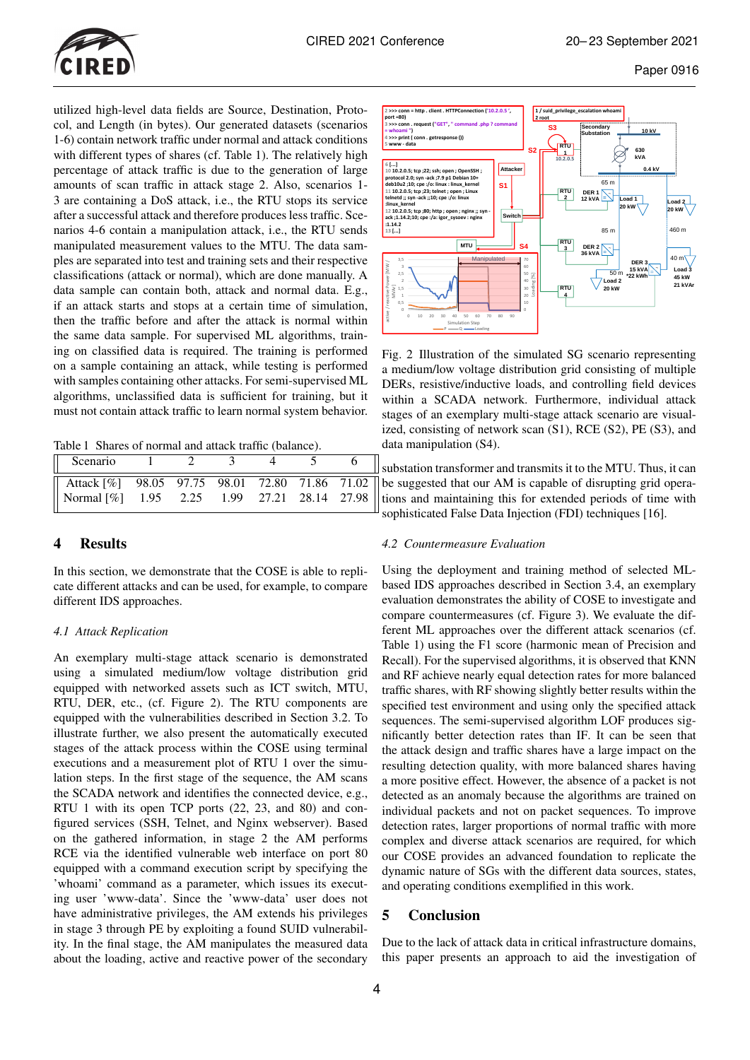utilized high-level data fields are Source, Destination, Protocol, and Length (in bytes). Our generated datasets (scenarios 1-6) contain network traffic under normal and attack conditions with different types of shares (cf. Table 1). The relatively high percentage of attack traffic is due to the generation of large amounts of scan traffic in attack stage 2. Also, scenarios 1-3 are containing a DoS attack, i.e., the RTU stops its service after a successful attack and therefore produces less traffic. Scenarios 4-6 contain a manipulation attack, i.e., the RTU sends manipulated measurement values to the MTU. The data samples are separated into test and training sets and their respective classifications (attack or normal), which are done manually. A data sample can contain both, attack and normal data. E.g., if an attack starts and stops at a certain time of simulation, then the traffic before and after the attack is normal within the same data sample. For supervised ML algorithms, training on classified data is required. The training is performed on a sample containing an attack, while testing is performed with samples containing other attacks. For semi-supervised ML algorithms, unclassified data is sufficient for training, but it must not contain attack traffic to learn normal system behavior.

Table 1 Shares of normal and attack traffic (balance).

| Scenario | 1 | 2 | 3 | 4 | 5 | 6 |
|---|---|---|---|---|---|---|
| Attack [%] | 98.05 | 97.75 | 98.01 | 72.80 | 71.86 | 71.02 |
| Normal [%] | 1.95 | 2.25 | 1.99 | 27.21 | 28.14 | 27.98 |

## 4 Results

In this section, we demonstrate that the COSE is able to replicate different attacks and can be used, for example, to compare different IDS approaches.

### 4.1 Attack Replication

An exemplary multi-stage attack scenario is demonstrated using a simulated medium/low voltage distribution grid equipped with networked assets such as ICT switch, MTU, RTU, DER, etc., (cf. Figure 2). The RTU components are equipped with the vulnerabilities described in Section 3.2. To illustrate further, we also present the automatically executed stages of the attack process within the COSE using terminal executions and a measurement plot of RTU 1 over the simulation steps. In the first stage of the sequence, the AM scans the SCADA network and identifies the connected device, e.g., RTU 1 with its open TCP ports (22, 23, and 80) and configured services (SSH, Telnet, and Nginx webserver). Based on the gathered information, in stage 2 the AM performs RCE via the identified vulnerable web interface on port 80 equipped with a command execution script by specifying the 'whoami' command as a parameter, which issues its executing user 'www-data'. Since the 'www-data' user does not have administrative privileges, the AM extends his privileges in stage 3 through PE by exploiting a found SUID vulnerability. In the final stage, the AM manipulates the measured data about the loading, active and reactive power of the secondary substation transformer and transmits it to the MTU. Thus, it can be suggested that our AM is capable of disrupting grid operations and maintaining this for extended periods of time with sophisticated False Data Injection (FDI) techniques [16].

Fig. 2 Illustration of the simulated SG scenario representing a medium/low voltage distribution grid consisting of multiple DERs, resistive/inductive loads, and controlling field devices within a SCADA network. Furthermore, individual attack stages of an exemplary multi-stage attack scenario are visualized, consisting of network scan (S1), RCE (S2), PE (S3), and data manipulation (S4).

### 4.2 Countermeasure Evaluation

Using the deployment and training method of selected ML-based IDS approaches described in Section 3.4, an exemplary evaluation demonstrates the ability of COSE to investigate and compare countermeasures (cf. Figure 3). We evaluate the different ML approaches over the different attack scenarios (cf. Table 1) using the F1 score (harmonic mean of Precision and Recall). For the supervised algorithms, it is observed that KNN and RF achieve nearly equal detection rates for more balanced traffic shares, with RF showing slightly better results within the specified test environment and using only the specified attack sequences. The semi-supervised algorithm LOF produces significantly better detection rates than IF. It can be seen that the attack design and traffic shares have a large impact on the resulting detection quality, with more balanced shares having a more positive effect. However, the absence of a packet is not detected as an anomaly because the algorithms are trained on individual packets and not on packet sequences. To improve detection rates, larger proportions of normal traffic with more complex and diverse attack scenarios are required, for which our COSE provides an advanced foundation to replicate the dynamic nature of SGs with the different data sources, states, and operating conditions exemplified in this work.

## 5 Conclusion

Due to the lack of attack data in critical infrastructure domains, this paper presents an approach to aid the investigation of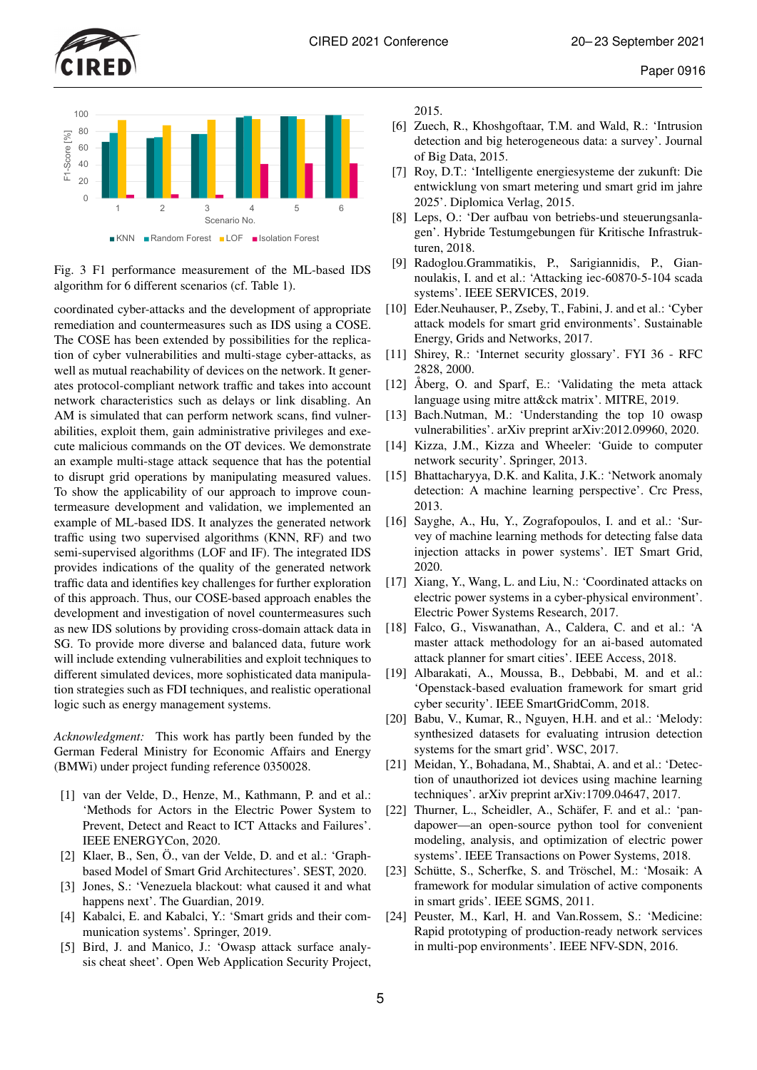100
80
60
40
20
0
F1-Score [%]
1 2 3 4 5 6
Scenario No.
KNN Random Forest LOF Isolation Forest

Fig. 3 F1 performance measurement of the ML-based IDS algorithm for 6 different scenarios (cf. Table 1).

coordinated cyber-attacks and the development of appropriate remediation and countermeasures such as IDS using a COSE. The COSE has been extended by possibilities for the replication of cyber vulnerabilities and multi-stage cyber-attacks, as well as mutual reachability of devices on the network. It generates protocol-compliant network traffic and takes into account network characteristics such as delays or link disabling. An AM is simulated that can perform network scans, find vulnerabilities, exploit them, gain administrative privileges and execute malicious commands on the OT devices. We demonstrate an example multi-stage attack sequence that has the potential to disrupt grid operations by manipulating measured values. To show the applicability of our approach to improve countermeasure development and validation, we implemented an example of ML-based IDS. It analyzes the generated network traffic using two supervised algorithms (KNN, RF) and two semi-supervised algorithms (LOF and IF). The integrated IDS provides indications of the quality of the generated network traffic data and identifies key challenges for further exploration of this approach. Thus, our COSE-based approach enables the development and investigation of novel countermeasures such as new IDS solutions by providing cross-domain attack data in SG. To provide more diverse and balanced data, future work will include extending vulnerabilities and exploit techniques to different simulated devices, more sophisticated data manipulation strategies such as FDI techniques, and realistic operational logic such as energy management systems.

*Acknowledgment:* This work has partly been funded by the German Federal Ministry for Economic Affairs and Energy (BMWi) under project funding reference 0350028.

[1] van der Velde, D., Henze, M., Kathmann, P. and et al.: 'Methods for Actors in the Electric Power System to Prevent, Detect and React to ICT Attacks and Failures'. IEEE ENERGYCon, 2020.

[2] Klaer, B., Sen, Ö., van der Velde, D. and et al.: 'Graph-based Model of Smart Grid Architectures'. SEST, 2020.

[3] Jones, S.: 'Venezuela blackout: what caused it and what happens next'. The Guardian, 2019.

[4] Kabalci, E. and Kabalci, Y.: 'Smart grids and their communication systems'. Springer, 2019.

[5] Bird, J. and Manico, J.: 'Owasp attack surface analysis cheat sheet'. Open Web Application Security Project, 2015.

[6] Zuech, R., Khoshgoftaar, T.M. and Wald, R.: 'Intrusion detection and big heterogeneous data: a survey'. Journal of Big Data, 2015.

[7] Roy, D.T.: 'Intelligente energiesysteme der zukunft: Die entwicklung von smart metering und smart grid im jahre 2025'. Diplomica Verlag, 2015.

[8] Leps, O.: 'Der aufbau von betriebs-und steuerungsanlagen'. Hybride Testumgebungen für Kritische Infrastrukturen, 2018.

[9] Radoglou.Grammatikis, P., Sarigiannidis, P., Giannoulakis, I. and et al.: 'Attacking iec-60870-5-104 scada systems'. IEEE SERVICES, 2019.

[10] Eder.Neuhauser, P., Zseby, T., Fabini, J. and et al.: 'Cyber attack models for smart grid environments'. Sustainable Energy, Grids and Networks, 2017.

[11] Shirey, R.: 'Internet security glossary'. FYI 36 - RFC 2828, 2000.

[12] Åberg, O. and Sparf, E.: 'Validating the meta attack language using mitre att&ck matrix'. MITRE, 2019.

[13] Bach.Nutman, M.: 'Understanding the top 10 owasp vulnerabilities'. arXiv preprint arXiv:2012.09960, 2020.

[14] Kizza, J.M., Kizza and Wheeler: 'Guide to computer network security'. Springer, 2013.

[15] Bhattacharyya, D.K. and Kalita, J.K.: 'Network anomaly detection: A machine learning perspective'. Crc Press, 2013.

[16] Sayghe, A., Hu, Y., Zografopoulos, I. and et al.: 'Survey of machine learning methods for detecting false data injection attacks in power systems'. IET Smart Grid, 2020.

[17] Xiang, Y., Wang, L. and Liu, N.: 'Coordinated attacks on electric power systems in a cyber-physical environment'. Electric Power Systems Research, 2017.

[18] Falco, G., Viswanathan, A., Caldera, C. and et al.: 'A master attack methodology for an ai-based automated attack planner for smart cities'. IEEE Access, 2018.

[19] Albarakati, A., Moussa, B., Debbabi, M. and et al.: 'Openstack-based evaluation framework for smart grid cyber security'. IEEE SmartGridComm, 2018.

[20] Babu, V., Kumar, R., Nguyen, H.H. and et al.: 'Melody: synthesized datasets for evaluating intrusion detection systems for the smart grid'. WSC, 2017.

[21] Meidan, Y., Bohadana, M., Shabtai, A. and et al.: 'Detection of unauthorized iot devices using machine learning techniques'. arXiv preprint arXiv:1709.04647, 2017.

[22] Thurner, L., Scheidler, A., Schäfer, F. and et al.: 'pandapower—an open-source python tool for convenient modeling, analysis, and optimization of electric power systems'. IEEE Transactions on Power Systems, 2018.

[23] Schütte, S., Scherfke, S. and Tröschel, M.: 'Mosaik: A framework for modular simulation of active components in smart grids'. IEEE SGMS, 2011.

[24] Peuster, M., Karl, H. and Van.Rossem, S.: 'Medicine: Rapid prototyping of production-ready network services in multi-pop environments'. IEEE NFV-SDN, 2016.